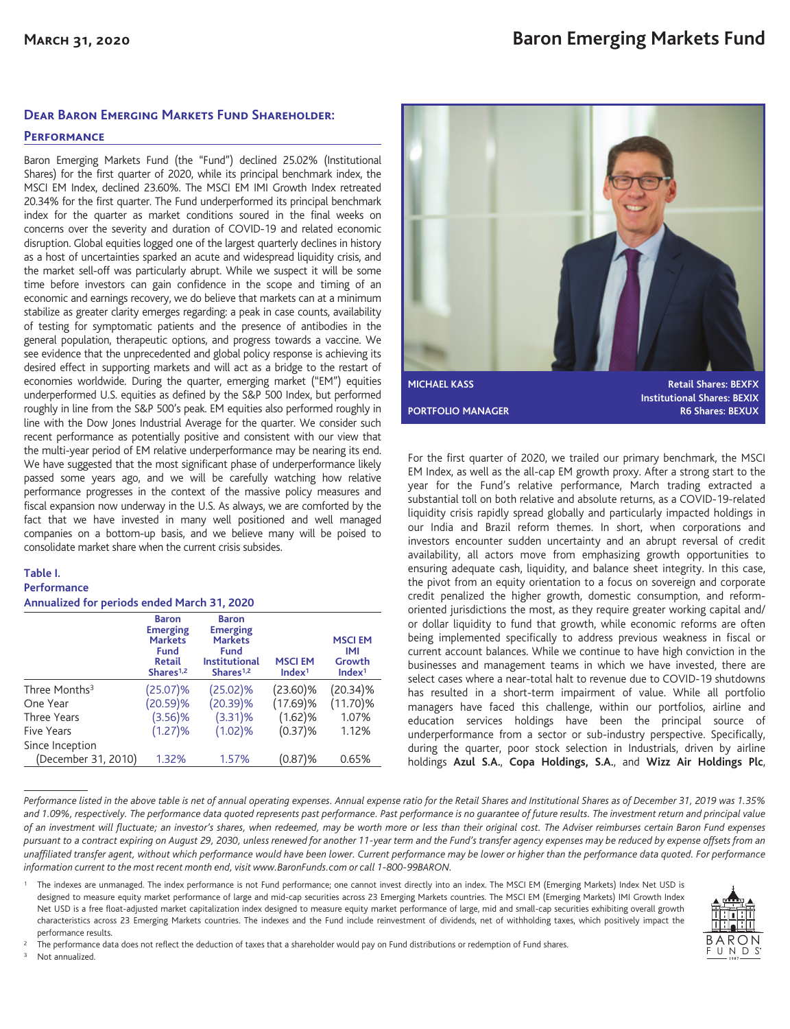# Baron Emerging Markets Fund

**March 31, 2020**

## Dear Baron Emerging Markets Fund Shareholder:

### Performance

Baron Emerging Markets Fund (the "Fund") declined 25.02% (Institutional Shares) for the first quarter of 2020, while its principal benchmark index, the MSCI EM Index, declined 23.60%. The MSCI EM IMI Growth Index retreated 20.34% for the first quarter. The Fund underperformed its principal benchmark index for the quarter as market conditions soured in the final weeks on concerns over the severity and duration of COVID-19 and related economic disruption. Global equities logged one of the largest quarterly declines in history as a host of uncertainties sparked an acute and widespread liquidity crisis, and the market sell-off was particularly abrupt. While we suspect it will be some time before investors can gain confidence in the scope and timing of an economic and earnings recovery, we do believe that markets can at a minimum stabilize as greater clarity emerges regarding: a peak in case counts, availability of testing for symptomatic patients and the presence of antibodies in the general population, therapeutic options, and progress towards a vaccine. We see evidence that the unprecedented and global policy response is achieving its desired effect in supporting markets and will act as a bridge to the restart of economies worldwide. During the quarter, emerging market ("EM") equities underperformed U.S. equities as defined by the S&P 500 Index, but performed roughly in line from the S&P 500's peak. EM equities also performed roughly in line with the Dow Jones Industrial Average for the quarter. We consider such recent performance as potentially positive and consistent with our view that the multi-year period of EM relative underperformance may be nearing its end. We have suggested that the most significant phase of underperformance likely passed some years ago, and we will be carefully watching how relative performance progresses in the context of the massive policy measures and fiscal expansion now underway in the U.S. As always, we are comforted by the fact that we have invested in many well positioned and well managed companies on a bottom-up basis, and we believe many will be poised to consolidate market share when the current crisis subsides.

**Table I.**
**Performance**
**Annualized for periods ended March 31, 2020**

| | Baron Emerging Markets Fund Retail Shares[1,2] | Baron Emerging Markets Fund Institutional Shares[1,2] | MSCI EM Index[1] | MSCI EM IMI Growth Index[1] |
|---|---|---|---|---|
| Three Months[3] | (25.07)% | (25.02)% | (23.60)% | (20.34)% |
| One Year | (20.59)% | (20.39)% | (17.69)% | (11.70)% |
| Three Years | (3.56)% | (3.31)% | (1.62)% | 1.07% |
| Five Years | (1.27)% | (1.02)% | (0.37)% | 1.12% |
| Since Inception (December 31, 2010) | 1.32% | 1.57% | (0.87)% | 0.65% |

**MICHAEL KASS**
**PORTFOLIO MANAGER**

**Retail Shares: BEXFX**
**Institutional Shares: BEXIX**
**R6 Shares: BEXUX**

For the first quarter of 2020, we trailed our primary benchmark, the MSCI EM Index, as well as the all-cap EM growth proxy. After a strong start to the year for the Fund's relative performance, March trading extracted a substantial toll on both relative and absolute returns, as a COVID-19-related liquidity crisis rapidly spread globally and particularly impacted holdings in our India and Brazil reform themes. In short, when corporations and investors encounter sudden uncertainty and an abrupt reversal of credit availability, all actors move from emphasizing growth opportunities to ensuring adequate cash, liquidity, and balance sheet integrity. In this case, the pivot from an equity orientation to a focus on sovereign and corporate credit penalized the higher growth, domestic consumption, and reform-oriented jurisdictions the most, as they require greater working capital and/or dollar liquidity to fund that growth, while economic reforms are often being implemented specifically to address previous weakness in fiscal or current account balances. While we continue to have high conviction in the businesses and management teams in which we have invested, there are select cases where a near-total halt to revenue due to COVID-19 shutdowns has resulted in a short-term impairment of value. While all portfolio managers have faced this challenge, within our portfolios, airline and education services holdings have been the principal source of underperformance from a sector or sub-industry perspective. Specifically, during the quarter, poor stock selection in Industrials, driven by airline holdings **Azul S.A.**, **Copa Holdings, S.A.**, and **Wizz Air Holdings Plc**,

*Performance listed in the above table is net of annual operating expenses. Annual expense ratio for the Retail Shares and Institutional Shares as of December 31, 2019 was 1.35% and 1.09%, respectively. The performance data quoted represents past performance. Past performance is no guarantee of future results. The investment return and principal value of an investment will fluctuate; an investor's shares, when redeemed, may be worth more or less than their original cost. The Adviser reimburses certain Baron Fund expenses pursuant to a contract expiring on August 29, 2030, unless renewed for another 11-year term and the Fund's transfer agency expenses may be reduced by expense offsets from an unaffiliated transfer agent, without which performance would have been lower. Current performance may be lower or higher than the performance data quoted. For performance information current to the most recent month end, visit www.BaronFunds.com or call 1-800-99BARON.*

[1] The indexes are unmanaged. The index performance is not Fund performance; one cannot invest directly into an index. The MSCI EM (Emerging Markets) Index Net USD is designed to measure equity market performance of large and mid-cap securities across 23 Emerging Markets countries. The MSCI EM (Emerging Markets) IMI Growth Index Net USD is a free float-adjusted market capitalization index designed to measure equity market performance of large, mid and small-cap securities exhibiting overall growth characteristics across 23 Emerging Markets countries. The indexes and the Fund include reinvestment of dividends, net of withholding taxes, which positively impact the performance results.

[2] The performance data does not reflect the deduction of taxes that a shareholder would pay on Fund distributions or redemption of Fund shares.

[3] Not annualized.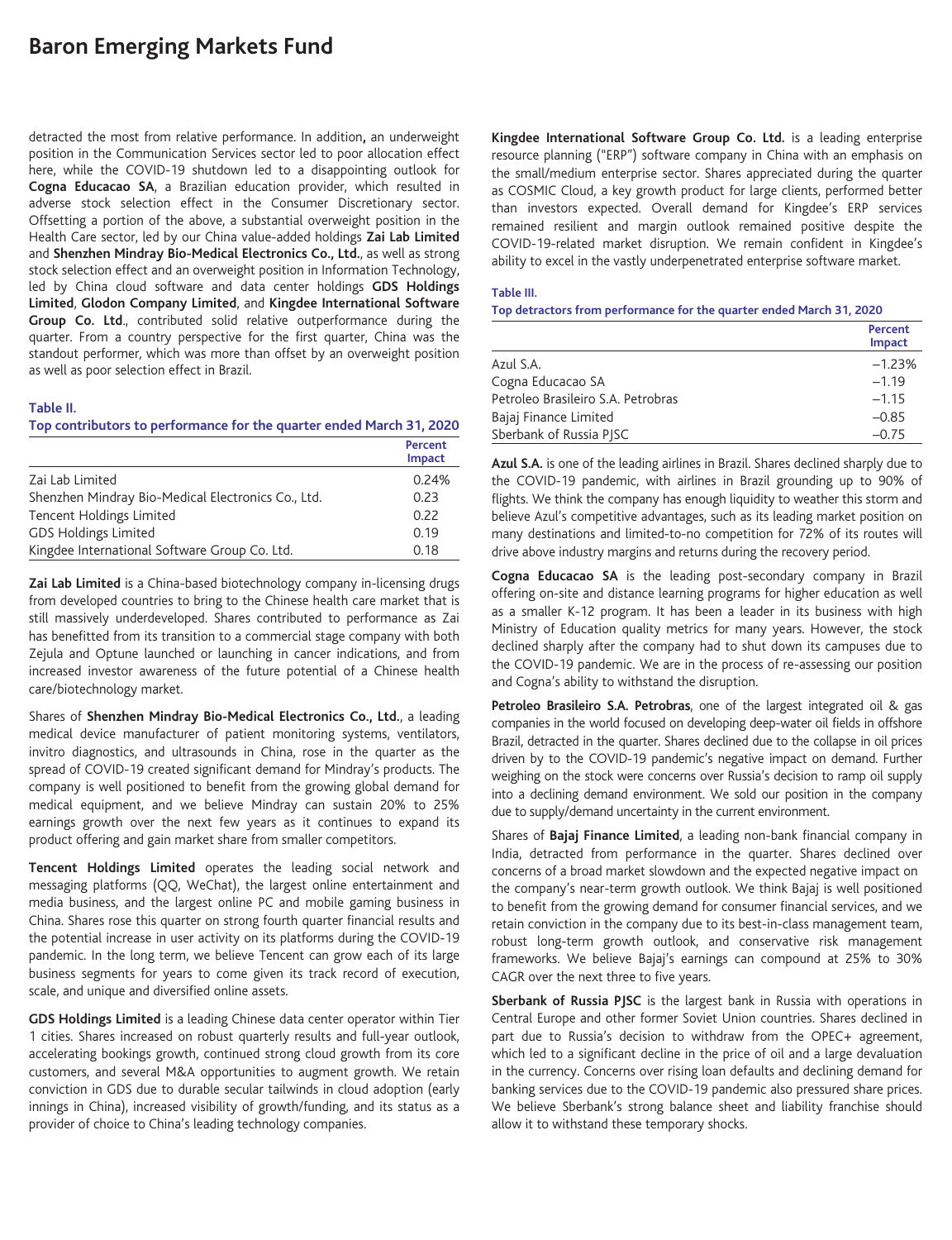detracted the most from relative performance. In addition**,** an underweight position in the Communication Services sector led to poor allocation effect here, while the COVID-19 shutdown led to a disappointing outlook for **Cogna Educacao SA**, a Brazilian education provider, which resulted in adverse stock selection effect in the Consumer Discretionary sector. Offsetting a portion of the above, a substantial overweight position in the Health Care sector, led by our China value-added holdings **Zai Lab Limited** and **Shenzhen Mindray Bio-Medical Electronics Co., Ltd.**, as well as strong stock selection effect and an overweight position in Information Technology, led by China cloud software and data center holdings **GDS Holdings Limited**, **Glodon Company Limited**, and **Kingdee International Software Group Co. Ltd.**, contributed solid relative outperformance during the quarter. From a country perspective for the first quarter, China was the standout performer, which was more than offset by an overweight position as well as poor selection effect in Brazil.

**Table II.**
**Top contributors to performance for the quarter ended March 31, 2020**

| | Percent Impact |
|---|---|
| Zai Lab Limited | 0.24% |
| Shenzhen Mindray Bio-Medical Electronics Co., Ltd. | 0.23 |
| Tencent Holdings Limited | 0.22 |
| GDS Holdings Limited | 0.19 |
| Kingdee International Software Group Co. Ltd. | 0.18 |

**Zai Lab Limited** is a China-based biotechnology company in-licensing drugs from developed countries to bring to the Chinese health care market that is still massively underdeveloped. Shares contributed to performance as Zai has benefitted from its transition to a commercial stage company with both Zejula and Optune launched or launching in cancer indications, and from increased investor awareness of the future potential of a Chinese health care/biotechnology market.

Shares of **Shenzhen Mindray Bio-Medical Electronics Co., Ltd.**, a leading medical device manufacturer of patient monitoring systems, ventilators, invitro diagnostics, and ultrasounds in China, rose in the quarter as the spread of COVID-19 created significant demand for Mindray's products. The company is well positioned to benefit from the growing global demand for medical equipment, and we believe Mindray can sustain 20% to 25% earnings growth over the next few years as it continues to expand its product offering and gain market share from smaller competitors.

**Tencent Holdings Limited** operates the leading social network and messaging platforms (QQ, WeChat), the largest online entertainment and media business, and the largest online PC and mobile gaming business in China. Shares rose this quarter on strong fourth quarter financial results and the potential increase in user activity on its platforms during the COVID-19 pandemic. In the long term, we believe Tencent can grow each of its large business segments for years to come given its track record of execution, scale, and unique and diversified online assets.

**GDS Holdings Limited** is a leading Chinese data center operator within Tier 1 cities. Shares increased on robust quarterly results and full-year outlook, accelerating bookings growth, continued strong cloud growth from its core customers, and several M&A opportunities to augment growth. We retain conviction in GDS due to durable secular tailwinds in cloud adoption (early innings in China), increased visibility of growth/funding, and its status as a provider of choice to China's leading technology companies.

**Kingdee International Software Group Co. Ltd.** is a leading enterprise resource planning ("ERP") software company in China with an emphasis on the small/medium enterprise sector. Shares appreciated during the quarter as COSMIC Cloud, a key growth product for large clients, performed better than investors expected. Overall demand for Kingdee's ERP services remained resilient and margin outlook remained positive despite the COVID-19-related market disruption. We remain confident in Kingdee's ability to excel in the vastly underpenetrated enterprise software market.

**Table III.**
**Top detractors from performance for the quarter ended March 31, 2020**

| | Percent Impact |
|---|---|
| Azul S.A. | –1.23% |
| Cogna Educacao SA | –1.19 |
| Petroleo Brasileiro S.A. Petrobras | –1.15 |
| Bajaj Finance Limited | –0.85 |
| Sberbank of Russia PJSC | –0.75 |

**Azul S.A.** is one of the leading airlines in Brazil. Shares declined sharply due to the COVID-19 pandemic, with airlines in Brazil grounding up to 90% of flights. We think the company has enough liquidity to weather this storm and believe Azul's competitive advantages, such as its leading market position on many destinations and limited-to-no competition for 72% of its routes will drive above industry margins and returns during the recovery period.

**Cogna Educacao SA** is the leading post-secondary company in Brazil offering on-site and distance learning programs for higher education as well as a smaller K-12 program. It has been a leader in its business with high Ministry of Education quality metrics for many years. However, the stock declined sharply after the company had to shut down its campuses due to the COVID-19 pandemic. We are in the process of re-assessing our position and Cogna's ability to withstand the disruption.

**Petroleo Brasileiro S.A. Petrobras**, one of the largest integrated oil & gas companies in the world focused on developing deep-water oil fields in offshore Brazil, detracted in the quarter. Shares declined due to the collapse in oil prices driven by to the COVID-19 pandemic's negative impact on demand. Further weighing on the stock were concerns over Russia's decision to ramp oil supply into a declining demand environment. We sold our position in the company due to supply/demand uncertainty in the current environment.

Shares of **Bajaj Finance Limited**, a leading non-bank financial company in India, detracted from performance in the quarter. Shares declined over concerns of a broad market slowdown and the expected negative impact on the company's near-term growth outlook. We think Bajaj is well positioned to benefit from the growing demand for consumer financial services, and we retain conviction in the company due to its best-in-class management team, robust long-term growth outlook, and conservative risk management frameworks. We believe Bajaj's earnings can compound at 25% to 30% CAGR over the next three to five years.

**Sberbank of Russia PJSC** is the largest bank in Russia with operations in Central Europe and other former Soviet Union countries. Shares declined in part due to Russia's decision to withdraw from the OPEC+ agreement, which led to a significant decline in the price of oil and a large devaluation in the currency. Concerns over rising loan defaults and declining demand for banking services due to the COVID-19 pandemic also pressured share prices. We believe Sberbank's strong balance sheet and liability franchise should allow it to withstand these temporary shocks.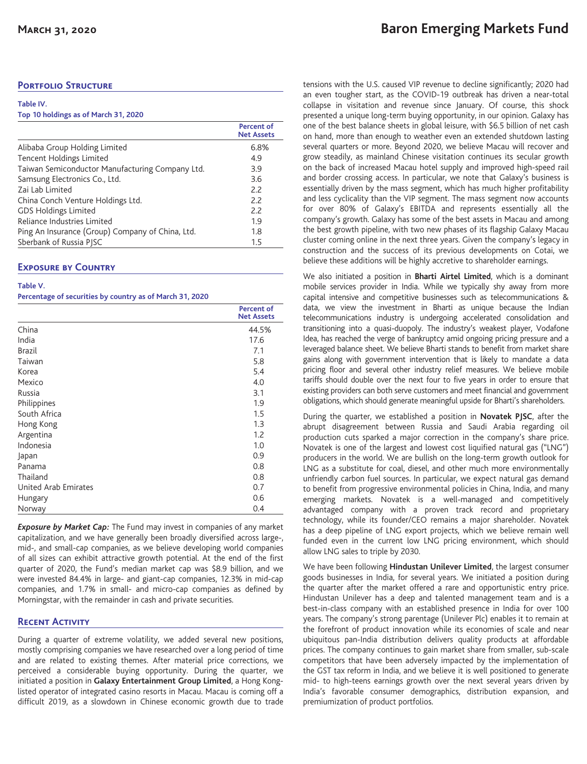## Portfolio Structure

**Table IV.**
**Top 10 holdings as of March 31, 2020**

| | Percent of Net Assets |
|---|---|
| Alibaba Group Holding Limited | 6.8% |
| Tencent Holdings Limited | 4.9 |
| Taiwan Semiconductor Manufacturing Company Ltd. | 3.9 |
| Samsung Electronics Co., Ltd. | 3.6 |
| Zai Lab Limited | 2.2 |
| China Conch Venture Holdings Ltd. | 2.2 |
| GDS Holdings Limited | 2.2 |
| Reliance Industries Limited | 1.9 |
| Ping An Insurance (Group) Company of China, Ltd. | 1.8 |
| Sberbank of Russia PJSC | 1.5 |

## Exposure by Country

**Table V.**
**Percentage of securities by country as of March 31, 2020**

| | Percent of Net Assets |
|---|---|
| China | 44.5% |
| India | 17.6 |
| Brazil | 7.1 |
| Taiwan | 5.8 |
| Korea | 5.4 |
| Mexico | 4.0 |
| Russia | 3.1 |
| Philippines | 1.9 |
| South Africa | 1.5 |
| Hong Kong | 1.3 |
| Argentina | 1.2 |
| Indonesia | 1.0 |
| Japan | 0.9 |
| Panama | 0.8 |
| Thailand | 0.8 |
| United Arab Emirates | 0.7 |
| Hungary | 0.6 |
| Norway | 0.4 |

***Exposure by Market Cap:*** The Fund may invest in companies of any market capitalization, and we have generally been broadly diversified across large-, mid-, and small-cap companies, as we believe developing world companies of all sizes can exhibit attractive growth potential. At the end of the first quarter of 2020, the Fund's median market cap was $8.9 billion, and we were invested 84.4% in large- and giant-cap companies, 12.3% in mid-cap companies, and 1.7% in small- and micro-cap companies as defined by Morningstar, with the remainder in cash and private securities.

## Recent Activity

During a quarter of extreme volatility, we added several new positions, mostly comprising companies we have researched over a long period of time and are related to existing themes. After material price corrections, we perceived a considerable buying opportunity. During the quarter, we initiated a position in **Galaxy Entertainment Group Limited**, a Hong Kong-listed operator of integrated casino resorts in Macau. Macau is coming off a difficult 2019, as a slowdown in Chinese economic growth due to trade tensions with the U.S. caused VIP revenue to decline significantly; 2020 had an even tougher start, as the COVID-19 outbreak has driven a near-total collapse in visitation and revenue since January. Of course, this shock presented a unique long-term buying opportunity, in our opinion. Galaxy has one of the best balance sheets in global leisure, with $6.5 billion of net cash on hand, more than enough to weather even an extended shutdown lasting several quarters or more. Beyond 2020, we believe Macau will recover and grow steadily, as mainland Chinese visitation continues its secular growth on the back of increased Macau hotel supply and improved high-speed rail and border crossing access. In particular, we note that Galaxy's business is essentially driven by the mass segment, which has much higher profitability and less cyclicality than the VIP segment. The mass segment now accounts for over 80% of Galaxy's EBITDA and represents essentially all the company's growth. Galaxy has some of the best assets in Macau and among the best growth pipeline, with two new phases of its flagship Galaxy Macau cluster coming online in the next three years. Given the company's legacy in construction and the success of its previous developments on Cotai, we believe these additions will be highly accretive to shareholder earnings.

We also initiated a position in **Bharti Airtel Limited**, which is a dominant mobile services provider in India. While we typically shy away from more capital intensive and competitive businesses such as telecommunications & data, we view the investment in Bharti as unique because the Indian telecommunications industry is undergoing accelerated consolidation and transitioning into a quasi-duopoly. The industry's weakest player, Vodafone Idea, has reached the verge of bankruptcy amid ongoing pricing pressure and a leveraged balance sheet. We believe Bharti stands to benefit from market share gains along with government intervention that is likely to mandate a data pricing floor and several other industry relief measures. We believe mobile tariffs should double over the next four to five years in order to ensure that existing providers can both serve customers and meet financial and government obligations, which should generate meaningful upside for Bharti's shareholders.

During the quarter, we established a position in **Novatek PJSC**, after the abrupt disagreement between Russia and Saudi Arabia regarding oil production cuts sparked a major correction in the company's share price. Novatek is one of the largest and lowest cost liquified natural gas ("LNG") producers in the world. We are bullish on the long-term growth outlook for LNG as a substitute for coal, diesel, and other much more environmentally unfriendly carbon fuel sources. In particular, we expect natural gas demand to benefit from progressive environmental policies in China, India, and many emerging markets. Novatek is a well-managed and competitively advantaged company with a proven track record and proprietary technology, while its founder/CEO remains a major shareholder. Novatek has a deep pipeline of LNG export projects, which we believe remain well funded even in the current low LNG pricing environment, which should allow LNG sales to triple by 2030.

We have been following **Hindustan Unilever Limited**, the largest consumer goods businesses in India, for several years. We initiated a position during the quarter after the market offered a rare and opportunistic entry price. Hindustan Unilever has a deep and talented management team and is a best-in-class company with an established presence in India for over 100 years. The company's strong parentage (Unilever Plc) enables it to remain at the forefront of product innovation while its economies of scale and near ubiquitous pan-India distribution delivers quality products at affordable prices. The company continues to gain market share from smaller, sub-scale competitors that have been adversely impacted by the implementation of the GST tax reform in India, and we believe it is well positioned to generate mid- to high-teens earnings growth over the next several years driven by India's favorable consumer demographics, distribution expansion, and premiumization of product portfolios.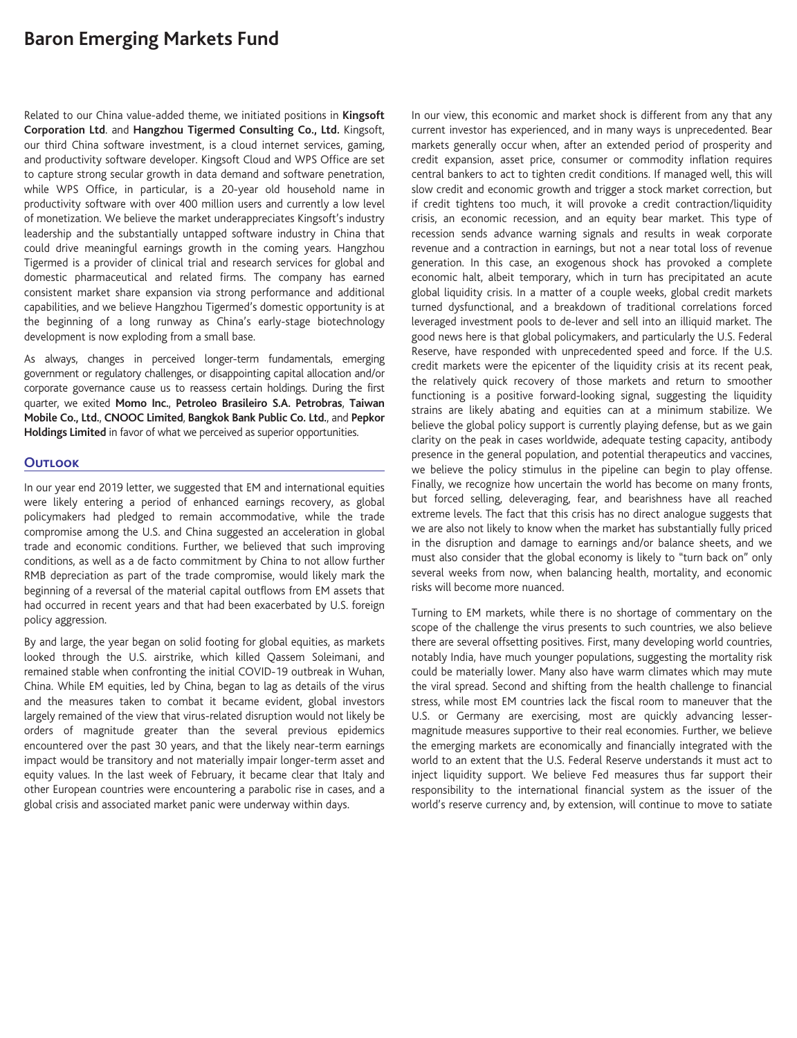Related to our China value-added theme, we initiated positions in **Kingsoft Corporation Ltd**. and **Hangzhou Tigermed Consulting Co., Ltd.** Kingsoft, our third China software investment, is a cloud internet services, gaming, and productivity software developer. Kingsoft Cloud and WPS Office are set to capture strong secular growth in data demand and software penetration, while WPS Office, in particular, is a 20-year old household name in productivity software with over 400 million users and currently a low level of monetization. We believe the market underappreciates Kingsoft's industry leadership and the substantially untapped software industry in China that could drive meaningful earnings growth in the coming years. Hangzhou Tigermed is a provider of clinical trial and research services for global and domestic pharmaceutical and related firms. The company has earned consistent market share expansion via strong performance and additional capabilities, and we believe Hangzhou Tigermed's domestic opportunity is at the beginning of a long runway as China's early-stage biotechnology development is now exploding from a small base.

As always, changes in perceived longer-term fundamentals, emerging government or regulatory challenges, or disappointing capital allocation and/or corporate governance cause us to reassess certain holdings. During the first quarter, we exited **Momo Inc.**, **Petroleo Brasileiro S.A. Petrobras**, **Taiwan Mobile Co., Ltd.**, **CNOOC Limited**, **Bangkok Bank Public Co. Ltd.**, and **Pepkor Holdings Limited** in favor of what we perceived as superior opportunities.

## Outlook

In our year end 2019 letter, we suggested that EM and international equities were likely entering a period of enhanced earnings recovery, as global policymakers had pledged to remain accommodative, while the trade compromise among the U.S. and China suggested an acceleration in global trade and economic conditions. Further, we believed that such improving conditions, as well as a de facto commitment by China to not allow further RMB depreciation as part of the trade compromise, would likely mark the beginning of a reversal of the material capital outflows from EM assets that had occurred in recent years and that had been exacerbated by U.S. foreign policy aggression.

By and large, the year began on solid footing for global equities, as markets looked through the U.S. airstrike, which killed Qassem Soleimani, and remained stable when confronting the initial COVID-19 outbreak in Wuhan, China. While EM equities, led by China, began to lag as details of the virus and the measures taken to combat it became evident, global investors largely remained of the view that virus-related disruption would not likely be orders of magnitude greater than the several previous epidemics encountered over the past 30 years, and that the likely near-term earnings impact would be transitory and not materially impair longer-term asset and equity values. In the last week of February, it became clear that Italy and other European countries were encountering a parabolic rise in cases, and a global crisis and associated market panic were underway within days.

In our view, this economic and market shock is different from any that any current investor has experienced, and in many ways is unprecedented. Bear markets generally occur when, after an extended period of prosperity and credit expansion, asset price, consumer or commodity inflation requires central bankers to act to tighten credit conditions. If managed well, this will slow credit and economic growth and trigger a stock market correction, but if credit tightens too much, it will provoke a credit contraction/liquidity crisis, an economic recession, and an equity bear market. This type of recession sends advance warning signals and results in weak corporate revenue and a contraction in earnings, but not a near total loss of revenue generation. In this case, an exogenous shock has provoked a complete economic halt, albeit temporary, which in turn has precipitated an acute global liquidity crisis. In a matter of a couple weeks, global credit markets turned dysfunctional, and a breakdown of traditional correlations forced leveraged investment pools to de-lever and sell into an illiquid market. The good news here is that global policymakers, and particularly the U.S. Federal Reserve, have responded with unprecedented speed and force. If the U.S. credit markets were the epicenter of the liquidity crisis at its recent peak, the relatively quick recovery of those markets and return to smoother functioning is a positive forward-looking signal, suggesting the liquidity strains are likely abating and equities can at a minimum stabilize. We believe the global policy support is currently playing defense, but as we gain clarity on the peak in cases worldwide, adequate testing capacity, antibody presence in the general population, and potential therapeutics and vaccines, we believe the policy stimulus in the pipeline can begin to play offense. Finally, we recognize how uncertain the world has become on many fronts, but forced selling, deleveraging, fear, and bearishness have all reached extreme levels. The fact that this crisis has no direct analogue suggests that we are also not likely to know when the market has substantially fully priced in the disruption and damage to earnings and/or balance sheets, and we must also consider that the global economy is likely to "turn back on" only several weeks from now, when balancing health, mortality, and economic risks will become more nuanced.

Turning to EM markets, while there is no shortage of commentary on the scope of the challenge the virus presents to such countries, we also believe there are several offsetting positives. First, many developing world countries, notably India, have much younger populations, suggesting the mortality risk could be materially lower. Many also have warm climates which may mute the viral spread. Second and shifting from the health challenge to financial stress, while most EM countries lack the fiscal room to maneuver that the U.S. or Germany are exercising, most are quickly advancing lesser-magnitude measures supportive to their real economies. Further, we believe the emerging markets are economically and financially integrated with the world to an extent that the U.S. Federal Reserve understands it must act to inject liquidity support. We believe Fed measures thus far support their responsibility to the international financial system as the issuer of the world's reserve currency and, by extension, will continue to move to satiate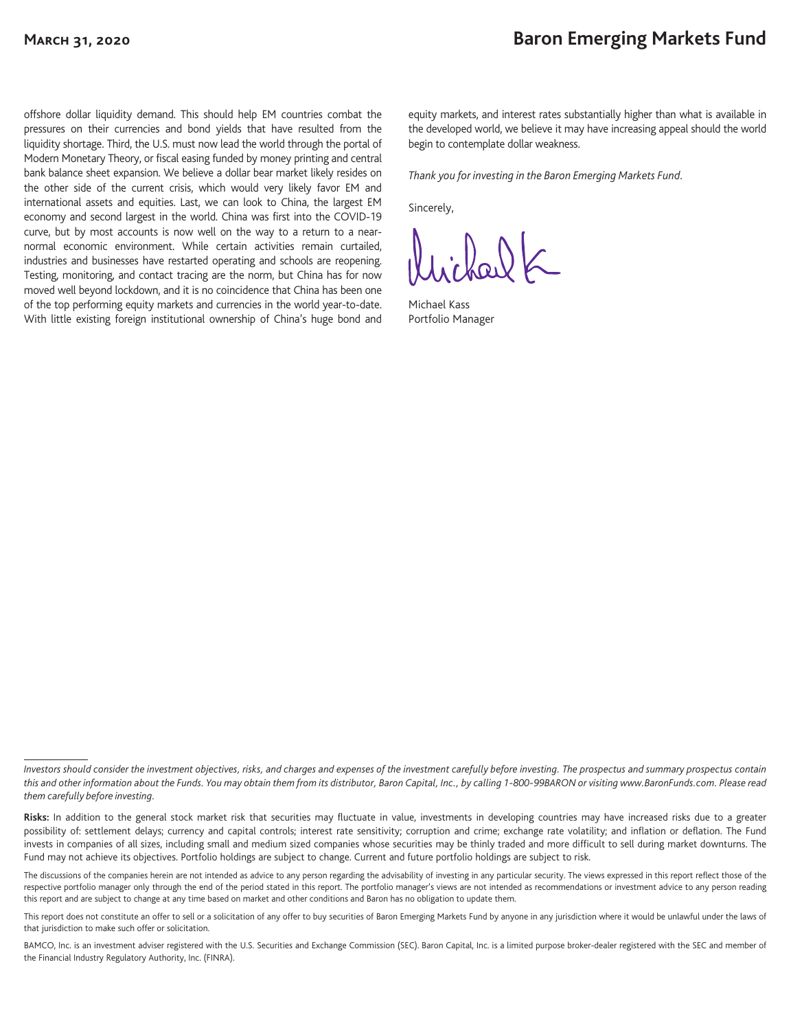offshore dollar liquidity demand. This should help EM countries combat the pressures on their currencies and bond yields that have resulted from the liquidity shortage. Third, the U.S. must now lead the world through the portal of Modern Monetary Theory, or fiscal easing funded by money printing and central bank balance sheet expansion. We believe a dollar bear market likely resides on the other side of the current crisis, which would very likely favor EM and international assets and equities. Last, we can look to China, the largest EM economy and second largest in the world. China was first into the COVID-19 curve, but by most accounts is now well on the way to a return to a near-normal economic environment. While certain activities remain curtailed, industries and businesses have restarted operating and schools are reopening. Testing, monitoring, and contact tracing are the norm, but China has for now moved well beyond lockdown, and it is no coincidence that China has been one of the top performing equity markets and currencies in the world year-to-date. With little existing foreign institutional ownership of China's huge bond and equity markets, and interest rates substantially higher than what is available in the developed world, we believe it may have increasing appeal should the world begin to contemplate dollar weakness.

*Thank you for investing in the Baron Emerging Markets Fund.*

Sincerely,

Michael Kass
Portfolio Manager

---

*Investors should consider the investment objectives, risks, and charges and expenses of the investment carefully before investing. The prospectus and summary prospectus contain this and other information about the Funds. You may obtain them from its distributor, Baron Capital, Inc., by calling 1-800-99BARON or visiting www.BaronFunds.com. Please read them carefully before investing.*

**Risks:** In addition to the general stock market risk that securities may fluctuate in value, investments in developing countries may have increased risks due to a greater possibility of: settlement delays; currency and capital controls; interest rate sensitivity; corruption and crime; exchange rate volatility; and inflation or deflation. The Fund invests in companies of all sizes, including small and medium sized companies whose securities may be thinly traded and more difficult to sell during market downturns. The Fund may not achieve its objectives. Portfolio holdings are subject to change. Current and future portfolio holdings are subject to risk.

The discussions of the companies herein are not intended as advice to any person regarding the advisability of investing in any particular security. The views expressed in this report reflect those of the respective portfolio manager only through the end of the period stated in this report. The portfolio manager's views are not intended as recommendations or investment advice to any person reading this report and are subject to change at any time based on market and other conditions and Baron has no obligation to update them.

This report does not constitute an offer to sell or a solicitation of any offer to buy securities of Baron Emerging Markets Fund by anyone in any jurisdiction where it would be unlawful under the laws of that jurisdiction to make such offer or solicitation.

BAMCO, Inc. is an investment adviser registered with the U.S. Securities and Exchange Commission (SEC). Baron Capital, Inc. is a limited purpose broker-dealer registered with the SEC and member of the Financial Industry Regulatory Authority, Inc. (FINRA).